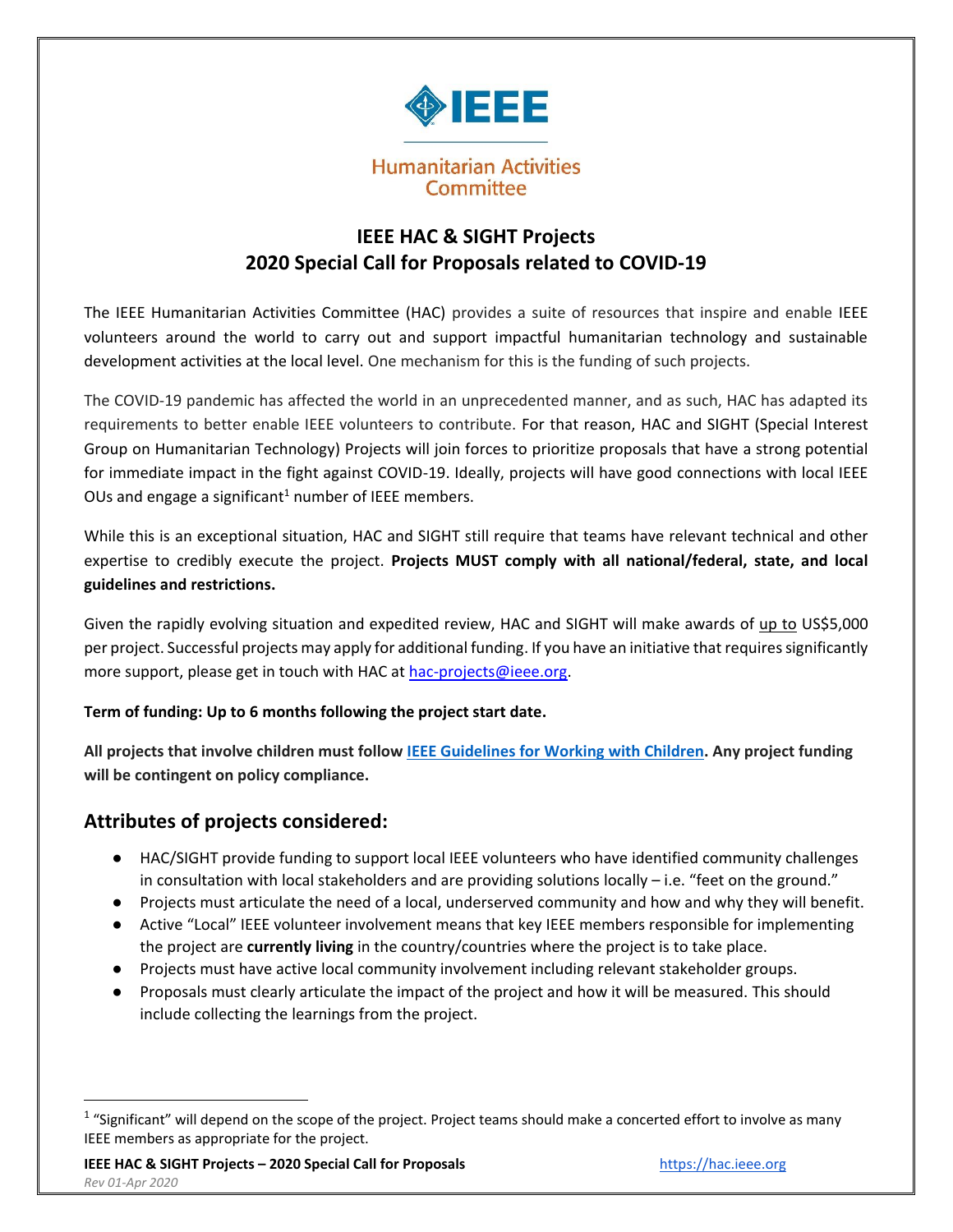IEEE

Humanitarian Activities Committee

# IEEE HAC & SIGHT Projects
# 2020 Special Call for Proposals related to COVID-19

The IEEE Humanitarian Activities Committee (HAC) provides a suite of resources that inspire and enable IEEE volunteers around the world to carry out and support impactful humanitarian technology and sustainable development activities at the local level. One mechanism for this is the funding of such projects.

The COVID-19 pandemic has affected the world in an unprecedented manner, and as such, HAC has adapted its requirements to better enable IEEE volunteers to contribute. For that reason, HAC and SIGHT (Special Interest Group on Humanitarian Technology) Projects will join forces to prioritize proposals that have a strong potential for immediate impact in the fight against COVID-19. Ideally, projects will have good connections with local IEEE OUs and engage a significant[1] number of IEEE members.

While this is an exceptional situation, HAC and SIGHT still require that teams have relevant technical and other expertise to credibly execute the project. **Projects MUST comply with all national/federal, state, and local guidelines and restrictions.**

Given the rapidly evolving situation and expedited review, HAC and SIGHT will make awards of up to US$5,000 per project. Successful projects may apply for additional funding. If you have an initiative that requires significantly more support, please get in touch with HAC at hac-projects@ieee.org.

**Term of funding: Up to 6 months following the project start date.**

**All projects that involve children must follow IEEE Guidelines for Working with Children. Any project funding will be contingent on policy compliance.**

## Attributes of projects considered:

- HAC/SIGHT provide funding to support local IEEE volunteers who have identified community challenges in consultation with local stakeholders and are providing solutions locally – i.e. "feet on the ground."
- Projects must articulate the need of a local, underserved community and how and why they will benefit.
- Active "Local" IEEE volunteer involvement means that key IEEE members responsible for implementing the project are **currently living** in the country/countries where the project is to take place.
- Projects must have active local community involvement including relevant stakeholder groups.
- Proposals must clearly articulate the impact of the project and how it will be measured. This should include collecting the learnings from the project.

[1] "Significant" will depend on the scope of the project. Project teams should make a concerted effort to involve as many IEEE members as appropriate for the project.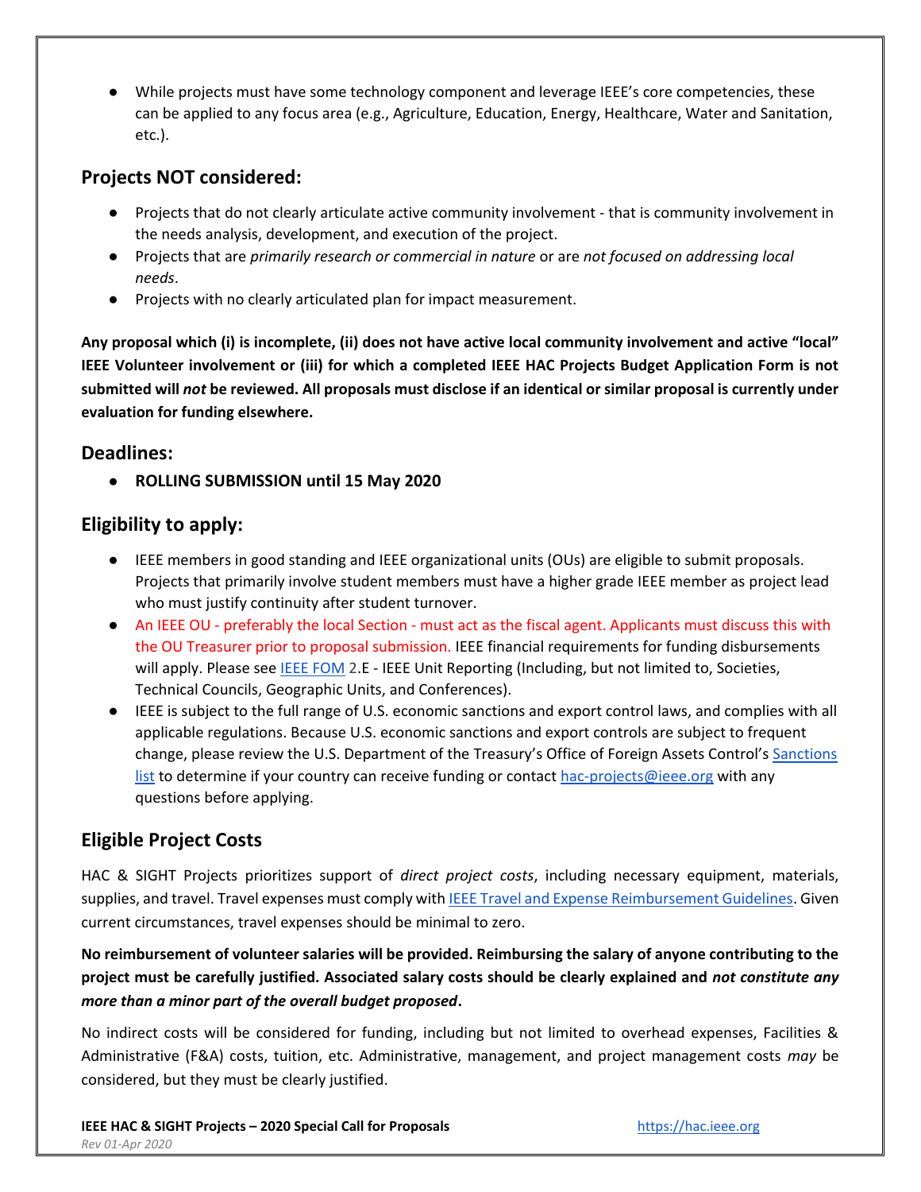- While projects must have some technology component and leverage IEEE's core competencies, these can be applied to any focus area (e.g., Agriculture, Education, Energy, Healthcare, Water and Sanitation, etc.).

## Projects NOT considered:

- Projects that do not clearly articulate active community involvement - that is community involvement in the needs analysis, development, and execution of the project.
- Projects that are *primarily research or commercial in nature* or are *not focused on addressing local needs*.
- Projects with no clearly articulated plan for impact measurement.

**Any proposal which (i) is incomplete, (ii) does not have active local community involvement and active "local" IEEE Volunteer involvement or (iii) for which a completed IEEE HAC Projects Budget Application Form is not submitted will *not* be reviewed. All proposals must disclose if an identical or similar proposal is currently under evaluation for funding elsewhere.**

## Deadlines:

- **ROLLING SUBMISSION until 15 May 2020**

## Eligibility to apply:

- IEEE members in good standing and IEEE organizational units (OUs) are eligible to submit proposals. Projects that primarily involve student members must have a higher grade IEEE member as project lead who must justify continuity after student turnover.
- An IEEE OU - preferably the local Section - must act as the fiscal agent. Applicants must discuss this with the OU Treasurer prior to proposal submission. IEEE financial requirements for funding disbursements will apply. Please see IEEE FOM 2.E - IEEE Unit Reporting (Including, but not limited to, Societies, Technical Councils, Geographic Units, and Conferences).
- IEEE is subject to the full range of U.S. economic sanctions and export control laws, and complies with all applicable regulations. Because U.S. economic sanctions and export controls are subject to frequent change, please review the U.S. Department of the Treasury's Office of Foreign Assets Control's Sanctions list to determine if your country can receive funding or contact hac-projects@ieee.org with any questions before applying.

## Eligible Project Costs

HAC & SIGHT Projects prioritizes support of *direct project costs*, including necessary equipment, materials, supplies, and travel. Travel expenses must comply with IEEE Travel and Expense Reimbursement Guidelines. Given current circumstances, travel expenses should be minimal to zero.

**No reimbursement of volunteer salaries will be provided. Reimbursing the salary of anyone contributing to the project must be carefully justified. Associated salary costs should be clearly explained and *not constitute any more than a minor part of the overall budget proposed*.**

No indirect costs will be considered for funding, including but not limited to overhead expenses, Facilities & Administrative (F&A) costs, tuition, etc. Administrative, management, and project management costs *may* be considered, but they must be clearly justified.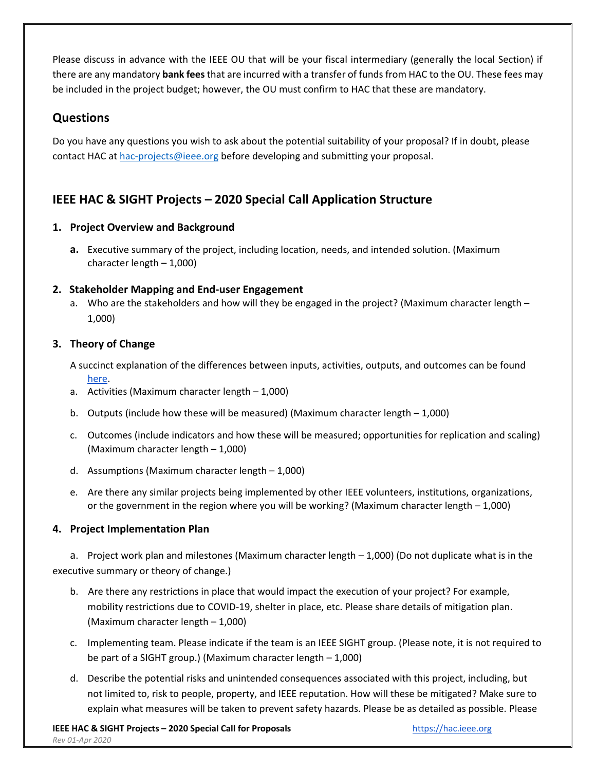Please discuss in advance with the IEEE OU that will be your fiscal intermediary (generally the local Section) if there are any mandatory **bank fees** that are incurred with a transfer of funds from HAC to the OU. These fees may be included in the project budget; however, the OU must confirm to HAC that these are mandatory.

## Questions

Do you have any questions you wish to ask about the potential suitability of your proposal? If in doubt, please contact HAC at hac-projects@ieee.org before developing and submitting your proposal.

## IEEE HAC & SIGHT Projects – 2020 Special Call Application Structure

### 1. Project Overview and Background

**a.** Executive summary of the project, including location, needs, and intended solution. (Maximum character length – 1,000)

### 2. Stakeholder Mapping and End-user Engagement

a. Who are the stakeholders and how will they be engaged in the project? (Maximum character length – 1,000)

### 3. Theory of Change

A succinct explanation of the differences between inputs, activities, outputs, and outcomes can be found here.

a. Activities (Maximum character length – 1,000)

b. Outputs (include how these will be measured) (Maximum character length – 1,000)

c. Outcomes (include indicators and how these will be measured; opportunities for replication and scaling) (Maximum character length – 1,000)

d. Assumptions (Maximum character length – 1,000)

e. Are there any similar projects being implemented by other IEEE volunteers, institutions, organizations, or the government in the region where you will be working? (Maximum character length – 1,000)

### 4. Project Implementation Plan

a. Project work plan and milestones (Maximum character length – 1,000) (Do not duplicate what is in the executive summary or theory of change.)

b. Are there any restrictions in place that would impact the execution of your project? For example, mobility restrictions due to COVID-19, shelter in place, etc. Please share details of mitigation plan. (Maximum character length – 1,000)

c. Implementing team. Please indicate if the team is an IEEE SIGHT group. (Please note, it is not required to be part of a SIGHT group.) (Maximum character length – 1,000)

d. Describe the potential risks and unintended consequences associated with this project, including, but not limited to, risk to people, property, and IEEE reputation. How will these be mitigated? Make sure to explain what measures will be taken to prevent safety hazards. Please be as detailed as possible. Please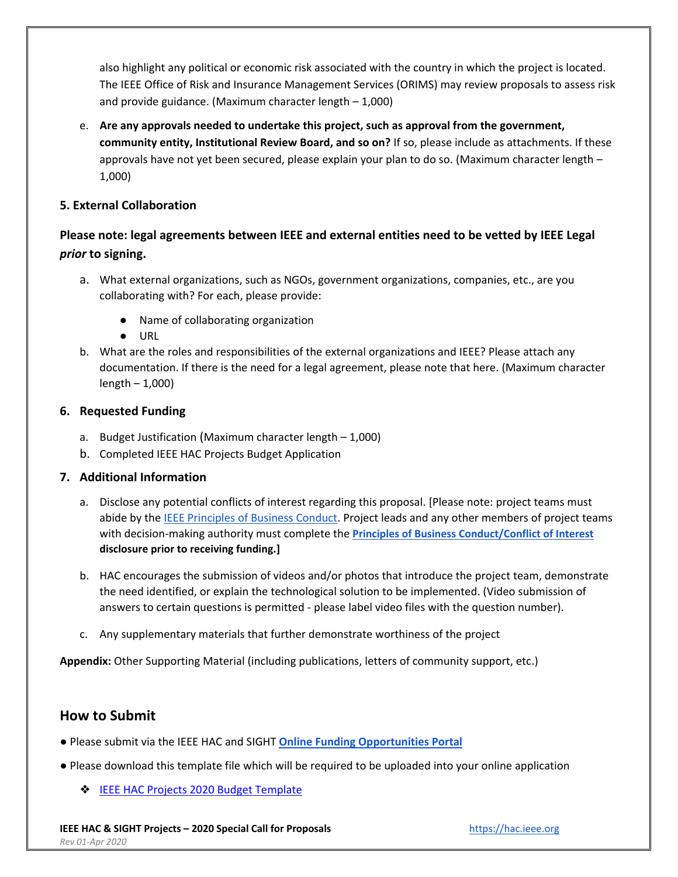also highlight any political or economic risk associated with the country in which the project is located. The IEEE Office of Risk and Insurance Management Services (ORIMS) may review proposals to assess risk and provide guidance. (Maximum character length – 1,000)

e. **Are any approvals needed to undertake this project, such as approval from the government, community entity, Institutional Review Board, and so on?** If so, please include as attachments. If these approvals have not yet been secured, please explain your plan to do so. (Maximum character length – 1,000)

### 5. External Collaboration

**Please note: legal agreements between IEEE and external entities need to be vetted by IEEE Legal *prior* to signing.**

a. What external organizations, such as NGOs, government organizations, companies, etc., are you collaborating with? For each, please provide:
   - Name of collaborating organization
   - URL

b. What are the roles and responsibilities of the external organizations and IEEE? Please attach any documentation. If there is the need for a legal agreement, please note that here. (Maximum character length – 1,000)

### 6. Requested Funding

a. Budget Justification (Maximum character length – 1,000)

b. Completed IEEE HAC Projects Budget Application

### 7. Additional Information

a. Disclose any potential conflicts of interest regarding this proposal. [Please note: project teams must abide by the IEEE Principles of Business Conduct. Project leads and any other members of project teams with decision-making authority must complete the **Principles of Business Conduct/Conflict of Interest disclosure prior to receiving funding.]**

b. HAC encourages the submission of videos and/or photos that introduce the project team, demonstrate the need identified, or explain the technological solution to be implemented. (Video submission of answers to certain questions is permitted - please label video files with the question number).

c. Any supplementary materials that further demonstrate worthiness of the project

**Appendix:** Other Supporting Material (including publications, letters of community support, etc.)

## How to Submit

- Please submit via the IEEE HAC and SIGHT **Online Funding Opportunities Portal**
- Please download this template file which will be required to be uploaded into your online application
  - IEEE HAC Projects 2020 Budget Template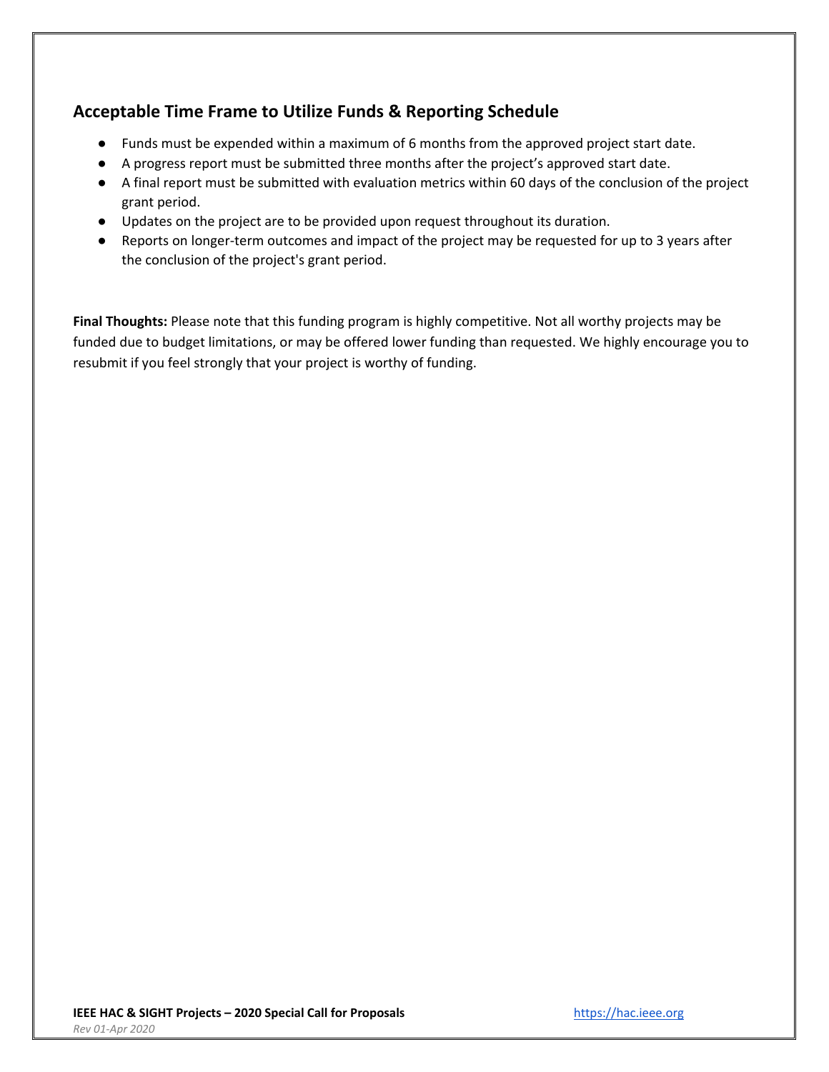## Acceptable Time Frame to Utilize Funds & Reporting Schedule

- Funds must be expended within a maximum of 6 months from the approved project start date.
- A progress report must be submitted three months after the project's approved start date.
- A final report must be submitted with evaluation metrics within 60 days of the conclusion of the project grant period.
- Updates on the project are to be provided upon request throughout its duration.
- Reports on longer-term outcomes and impact of the project may be requested for up to 3 years after the conclusion of the project's grant period.

**Final Thoughts:** Please note that this funding program is highly competitive. Not all worthy projects may be funded due to budget limitations, or may be offered lower funding than requested. We highly encourage you to resubmit if you feel strongly that your project is worthy of funding.